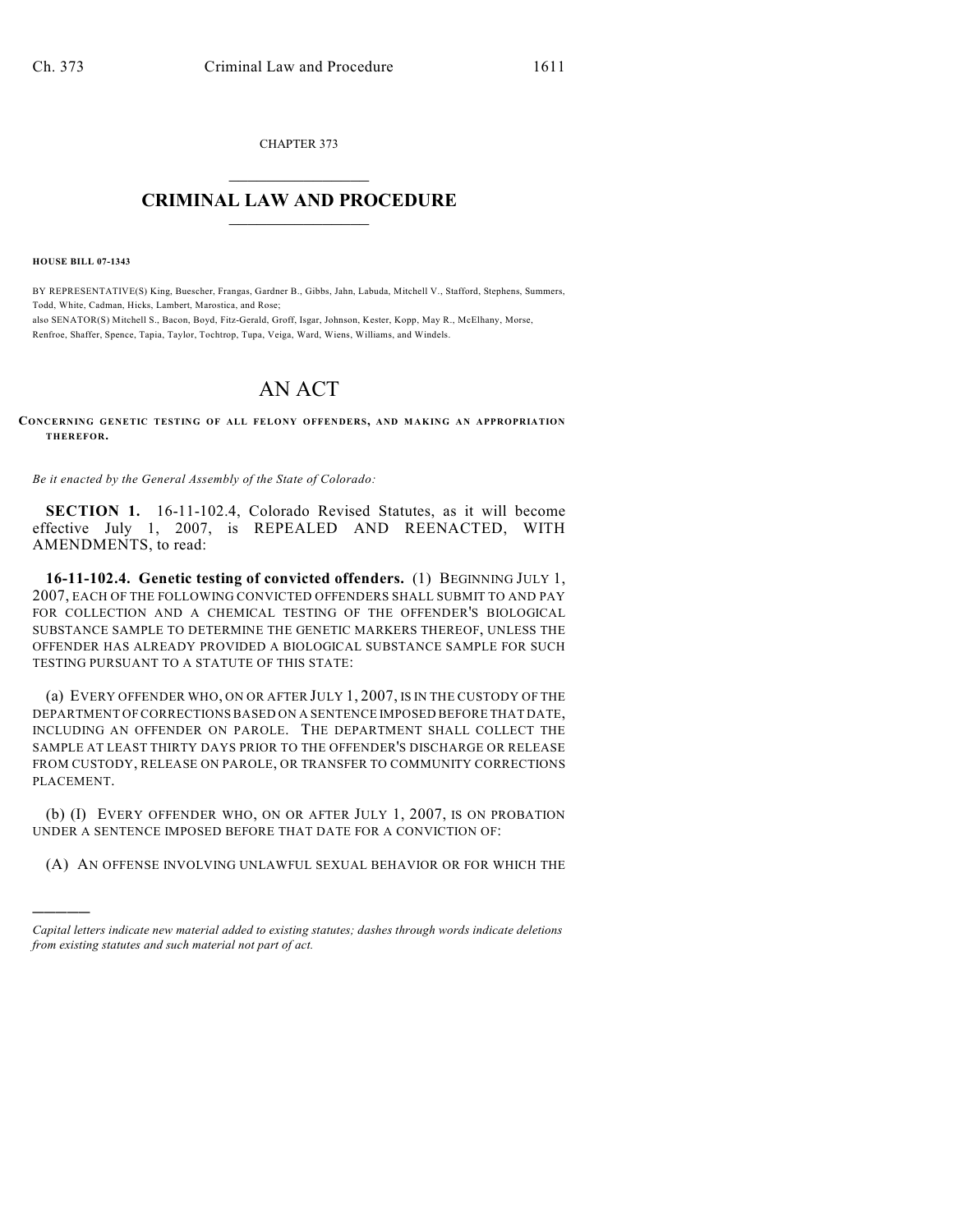CHAPTER 373

# CRIMINAL LAW AND PROCEDURE

**HOUSE BILL 07-1343**

BY REPRESENTATIVE(S) King, Buescher, Frangas, Gardner B., Gibbs, Jahn, Labuda, Mitchell V., Stafford, Stephens, Summers, Todd, White, Cadman, Hicks, Lambert, Marostica, and Rose;
also SENATOR(S) Mitchell S., Bacon, Boyd, Fitz-Gerald, Groff, Isgar, Johnson, Kester, Kopp, May R., McElhany, Morse, Renfroe, Shaffer, Spence, Tapia, Taylor, Tochtrop, Tupa, Veiga, Ward, Wiens, Williams, and Windels.

# AN ACT

**CONCERNING GENETIC TESTING OF ALL FELONY OFFENDERS, AND MAKING AN APPROPRIATION THEREFOR.**

*Be it enacted by the General Assembly of the State of Colorado:*

**SECTION 1.** 16-11-102.4, Colorado Revised Statutes, as it will become effective July 1, 2007, is REPEALED AND REENACTED, WITH AMENDMENTS, to read:

**16-11-102.4. Genetic testing of convicted offenders.** (1) BEGINNING JULY 1, 2007, EACH OF THE FOLLOWING CONVICTED OFFENDERS SHALL SUBMIT TO AND PAY FOR COLLECTION AND A CHEMICAL TESTING OF THE OFFENDER'S BIOLOGICAL SUBSTANCE SAMPLE TO DETERMINE THE GENETIC MARKERS THEREOF, UNLESS THE OFFENDER HAS ALREADY PROVIDED A BIOLOGICAL SUBSTANCE SAMPLE FOR SUCH TESTING PURSUANT TO A STATUTE OF THIS STATE:

(a) EVERY OFFENDER WHO, ON OR AFTER JULY 1, 2007, IS IN THE CUSTODY OF THE DEPARTMENT OF CORRECTIONS BASED ON A SENTENCE IMPOSED BEFORE THAT DATE, INCLUDING AN OFFENDER ON PAROLE. THE DEPARTMENT SHALL COLLECT THE SAMPLE AT LEAST THIRTY DAYS PRIOR TO THE OFFENDER'S DISCHARGE OR RELEASE FROM CUSTODY, RELEASE ON PAROLE, OR TRANSFER TO COMMUNITY CORRECTIONS PLACEMENT.

(b) (I) EVERY OFFENDER WHO, ON OR AFTER JULY 1, 2007, IS ON PROBATION UNDER A SENTENCE IMPOSED BEFORE THAT DATE FOR A CONVICTION OF:

(A) AN OFFENSE INVOLVING UNLAWFUL SEXUAL BEHAVIOR OR FOR WHICH THE

---

*Capital letters indicate new material added to existing statutes; dashes through words indicate deletions from existing statutes and such material not part of act.*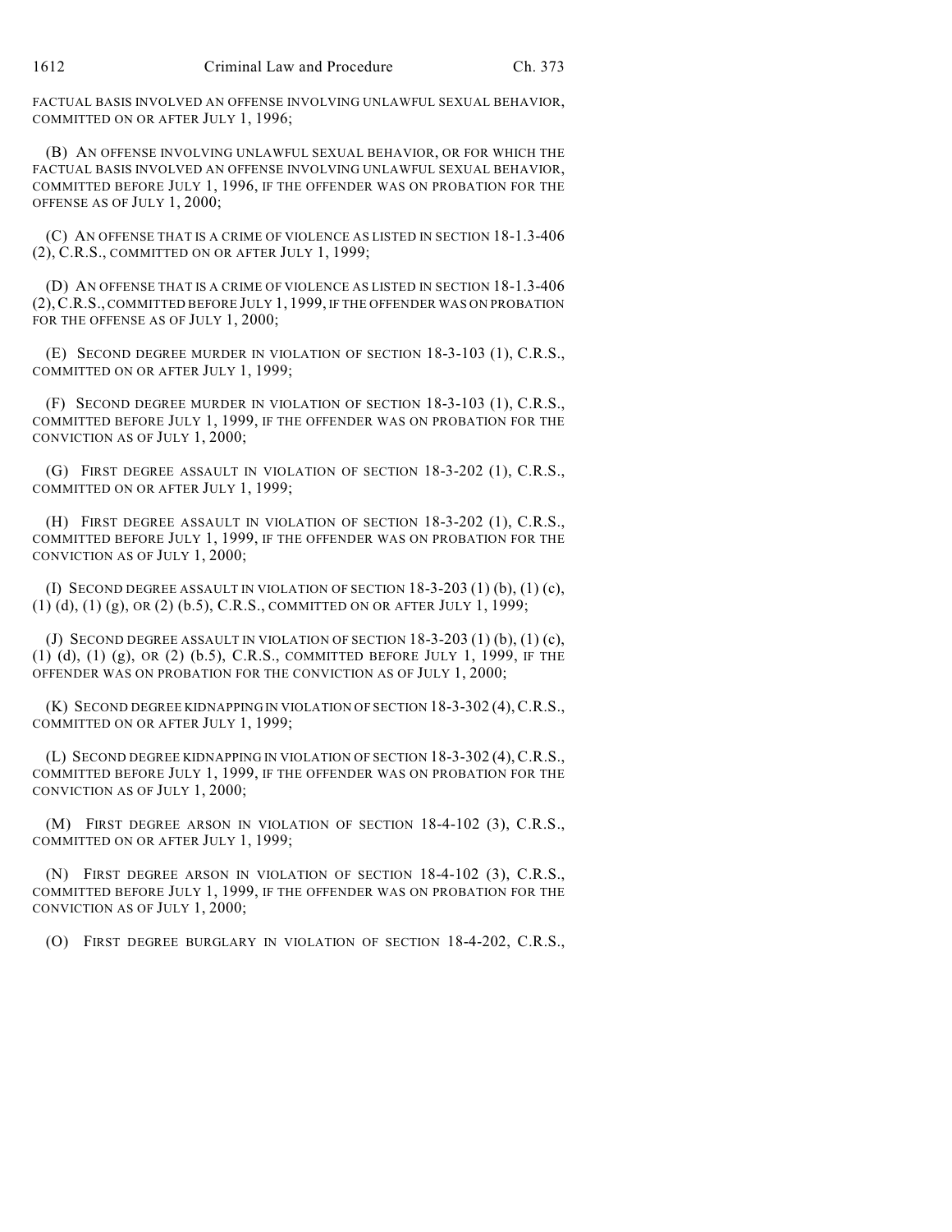FACTUAL BASIS INVOLVED AN OFFENSE INVOLVING UNLAWFUL SEXUAL BEHAVIOR, COMMITTED ON OR AFTER JULY 1, 1996;

(B) AN OFFENSE INVOLVING UNLAWFUL SEXUAL BEHAVIOR, OR FOR WHICH THE FACTUAL BASIS INVOLVED AN OFFENSE INVOLVING UNLAWFUL SEXUAL BEHAVIOR, COMMITTED BEFORE JULY 1, 1996, IF THE OFFENDER WAS ON PROBATION FOR THE OFFENSE AS OF JULY 1, 2000;

(C) AN OFFENSE THAT IS A CRIME OF VIOLENCE AS LISTED IN SECTION 18-1.3-406 (2), C.R.S., COMMITTED ON OR AFTER JULY 1, 1999;

(D) AN OFFENSE THAT IS A CRIME OF VIOLENCE AS LISTED IN SECTION 18-1.3-406 (2), C.R.S., COMMITTED BEFORE JULY 1, 1999, IF THE OFFENDER WAS ON PROBATION FOR THE OFFENSE AS OF JULY 1, 2000;

(E) SECOND DEGREE MURDER IN VIOLATION OF SECTION 18-3-103 (1), C.R.S., COMMITTED ON OR AFTER JULY 1, 1999;

(F) SECOND DEGREE MURDER IN VIOLATION OF SECTION 18-3-103 (1), C.R.S., COMMITTED BEFORE JULY 1, 1999, IF THE OFFENDER WAS ON PROBATION FOR THE CONVICTION AS OF JULY 1, 2000;

(G) FIRST DEGREE ASSAULT IN VIOLATION OF SECTION 18-3-202 (1), C.R.S., COMMITTED ON OR AFTER JULY 1, 1999;

(H) FIRST DEGREE ASSAULT IN VIOLATION OF SECTION 18-3-202 (1), C.R.S., COMMITTED BEFORE JULY 1, 1999, IF THE OFFENDER WAS ON PROBATION FOR THE CONVICTION AS OF JULY 1, 2000;

(I) SECOND DEGREE ASSAULT IN VIOLATION OF SECTION 18-3-203 (1) (b), (1) (c), (1) (d), (1) (g), OR (2) (b.5), C.R.S., COMMITTED ON OR AFTER JULY 1, 1999;

(J) SECOND DEGREE ASSAULT IN VIOLATION OF SECTION 18-3-203 (1) (b), (1) (c), (1) (d), (1) (g), OR (2) (b.5), C.R.S., COMMITTED BEFORE JULY 1, 1999, IF THE OFFENDER WAS ON PROBATION FOR THE CONVICTION AS OF JULY 1, 2000;

(K) SECOND DEGREE KIDNAPPING IN VIOLATION OF SECTION 18-3-302 (4), C.R.S., COMMITTED ON OR AFTER JULY 1, 1999;

(L) SECOND DEGREE KIDNAPPING IN VIOLATION OF SECTION 18-3-302 (4), C.R.S., COMMITTED BEFORE JULY 1, 1999, IF THE OFFENDER WAS ON PROBATION FOR THE CONVICTION AS OF JULY 1, 2000;

(M) FIRST DEGREE ARSON IN VIOLATION OF SECTION 18-4-102 (3), C.R.S., COMMITTED ON OR AFTER JULY 1, 1999;

(N) FIRST DEGREE ARSON IN VIOLATION OF SECTION 18-4-102 (3), C.R.S., COMMITTED BEFORE JULY 1, 1999, IF THE OFFENDER WAS ON PROBATION FOR THE CONVICTION AS OF JULY 1, 2000;

(O) FIRST DEGREE BURGLARY IN VIOLATION OF SECTION 18-4-202, C.R.S.,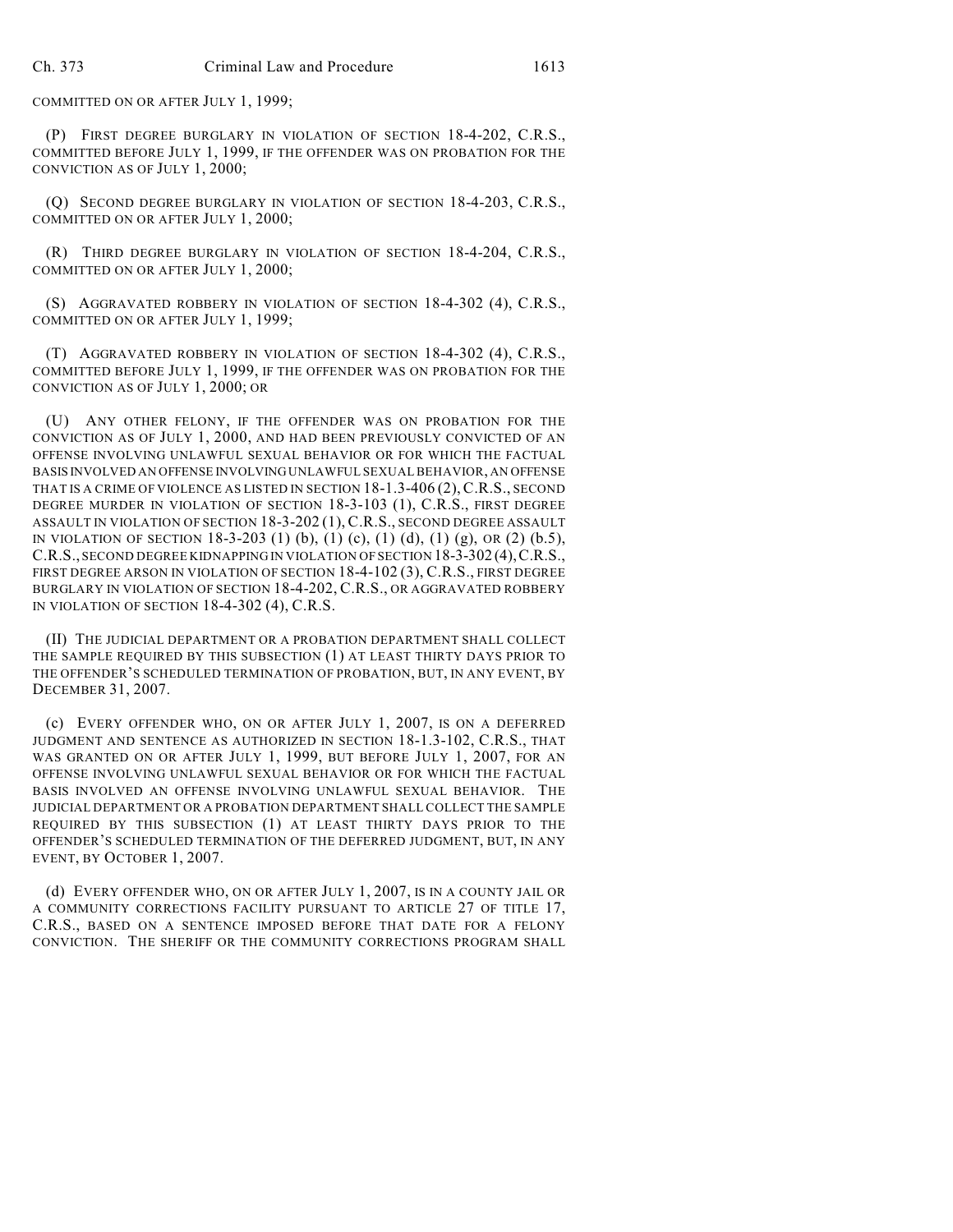COMMITTED ON OR AFTER JULY 1, 1999;

(P) FIRST DEGREE BURGLARY IN VIOLATION OF SECTION 18-4-202, C.R.S., COMMITTED BEFORE JULY 1, 1999, IF THE OFFENDER WAS ON PROBATION FOR THE CONVICTION AS OF JULY 1, 2000;

(Q) SECOND DEGREE BURGLARY IN VIOLATION OF SECTION 18-4-203, C.R.S., COMMITTED ON OR AFTER JULY 1, 2000;

(R) THIRD DEGREE BURGLARY IN VIOLATION OF SECTION 18-4-204, C.R.S., COMMITTED ON OR AFTER JULY 1, 2000;

(S) AGGRAVATED ROBBERY IN VIOLATION OF SECTION 18-4-302 (4), C.R.S., COMMITTED ON OR AFTER JULY 1, 1999;

(T) AGGRAVATED ROBBERY IN VIOLATION OF SECTION 18-4-302 (4), C.R.S., COMMITTED BEFORE JULY 1, 1999, IF THE OFFENDER WAS ON PROBATION FOR THE CONVICTION AS OF JULY 1, 2000; OR

(U) ANY OTHER FELONY, IF THE OFFENDER WAS ON PROBATION FOR THE CONVICTION AS OF JULY 1, 2000, AND HAD BEEN PREVIOUSLY CONVICTED OF AN OFFENSE INVOLVING UNLAWFUL SEXUAL BEHAVIOR OR FOR WHICH THE FACTUAL BASIS INVOLVED AN OFFENSE INVOLVING UNLAWFUL SEXUAL BEHAVIOR, AN OFFENSE THAT IS A CRIME OF VIOLENCE AS LISTED IN SECTION 18-1.3-406 (2), C.R.S., SECOND DEGREE MURDER IN VIOLATION OF SECTION 18-3-103 (1), C.R.S., FIRST DEGREE ASSAULT IN VIOLATION OF SECTION 18-3-202 (1), C.R.S., SECOND DEGREE ASSAULT IN VIOLATION OF SECTION 18-3-203 (1) (b), (1) (c), (1) (d), (1) (g), OR (2) (b.5), C.R.S., SECOND DEGREE KIDNAPPING IN VIOLATION OF SECTION 18-3-302 (4), C.R.S., FIRST DEGREE ARSON IN VIOLATION OF SECTION 18-4-102 (3), C.R.S., FIRST DEGREE BURGLARY IN VIOLATION OF SECTION 18-4-202, C.R.S., OR AGGRAVATED ROBBERY IN VIOLATION OF SECTION 18-4-302 (4), C.R.S.

(II) THE JUDICIAL DEPARTMENT OR A PROBATION DEPARTMENT SHALL COLLECT THE SAMPLE REQUIRED BY THIS SUBSECTION (1) AT LEAST THIRTY DAYS PRIOR TO THE OFFENDER'S SCHEDULED TERMINATION OF PROBATION, BUT, IN ANY EVENT, BY DECEMBER 31, 2007.

(c) EVERY OFFENDER WHO, ON OR AFTER JULY 1, 2007, IS ON A DEFERRED JUDGMENT AND SENTENCE AS AUTHORIZED IN SECTION 18-1.3-102, C.R.S., THAT WAS GRANTED ON OR AFTER JULY 1, 1999, BUT BEFORE JULY 1, 2007, FOR AN OFFENSE INVOLVING UNLAWFUL SEXUAL BEHAVIOR OR FOR WHICH THE FACTUAL BASIS INVOLVED AN OFFENSE INVOLVING UNLAWFUL SEXUAL BEHAVIOR. THE JUDICIAL DEPARTMENT OR A PROBATION DEPARTMENT SHALL COLLECT THE SAMPLE REQUIRED BY THIS SUBSECTION (1) AT LEAST THIRTY DAYS PRIOR TO THE OFFENDER'S SCHEDULED TERMINATION OF THE DEFERRED JUDGMENT, BUT, IN ANY EVENT, BY OCTOBER 1, 2007.

(d) EVERY OFFENDER WHO, ON OR AFTER JULY 1, 2007, IS IN A COUNTY JAIL OR A COMMUNITY CORRECTIONS FACILITY PURSUANT TO ARTICLE 27 OF TITLE 17, C.R.S., BASED ON A SENTENCE IMPOSED BEFORE THAT DATE FOR A FELONY CONVICTION. THE SHERIFF OR THE COMMUNITY CORRECTIONS PROGRAM SHALL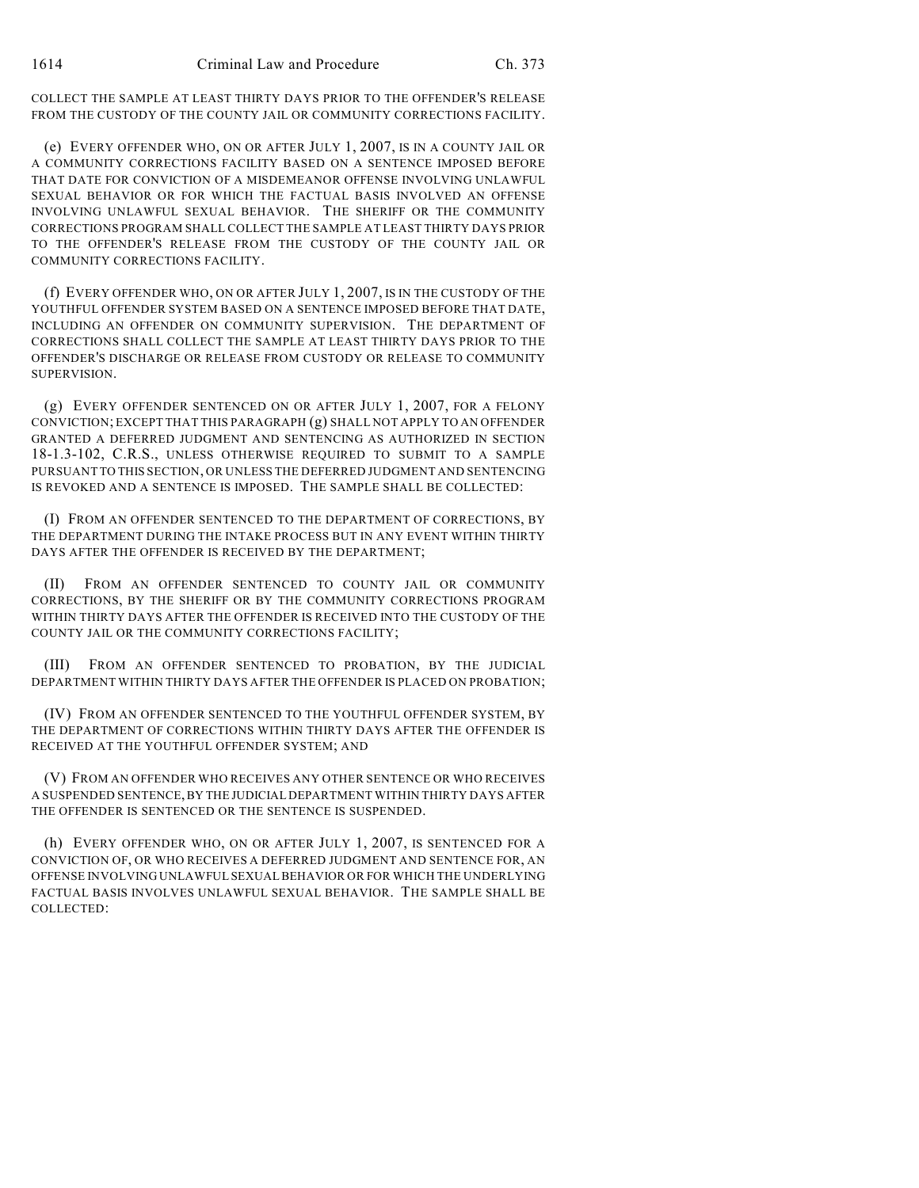COLLECT THE SAMPLE AT LEAST THIRTY DAYS PRIOR TO THE OFFENDER'S RELEASE FROM THE CUSTODY OF THE COUNTY JAIL OR COMMUNITY CORRECTIONS FACILITY.

(e) EVERY OFFENDER WHO, ON OR AFTER JULY 1, 2007, IS IN A COUNTY JAIL OR A COMMUNITY CORRECTIONS FACILITY BASED ON A SENTENCE IMPOSED BEFORE THAT DATE FOR CONVICTION OF A MISDEMEANOR OFFENSE INVOLVING UNLAWFUL SEXUAL BEHAVIOR OR FOR WHICH THE FACTUAL BASIS INVOLVED AN OFFENSE INVOLVING UNLAWFUL SEXUAL BEHAVIOR. THE SHERIFF OR THE COMMUNITY CORRECTIONS PROGRAM SHALL COLLECT THE SAMPLE AT LEAST THIRTY DAYS PRIOR TO THE OFFENDER'S RELEASE FROM THE CUSTODY OF THE COUNTY JAIL OR COMMUNITY CORRECTIONS FACILITY.

(f) EVERY OFFENDER WHO, ON OR AFTER JULY 1, 2007, IS IN THE CUSTODY OF THE YOUTHFUL OFFENDER SYSTEM BASED ON A SENTENCE IMPOSED BEFORE THAT DATE, INCLUDING AN OFFENDER ON COMMUNITY SUPERVISION. THE DEPARTMENT OF CORRECTIONS SHALL COLLECT THE SAMPLE AT LEAST THIRTY DAYS PRIOR TO THE OFFENDER'S DISCHARGE OR RELEASE FROM CUSTODY OR RELEASE TO COMMUNITY SUPERVISION.

(g) EVERY OFFENDER SENTENCED ON OR AFTER JULY 1, 2007, FOR A FELONY CONVICTION; EXCEPT THAT THIS PARAGRAPH (g) SHALL NOT APPLY TO AN OFFENDER GRANTED A DEFERRED JUDGMENT AND SENTENCING AS AUTHORIZED IN SECTION 18-1.3-102, C.R.S., UNLESS OTHERWISE REQUIRED TO SUBMIT TO A SAMPLE PURSUANT TO THIS SECTION, OR UNLESS THE DEFERRED JUDGMENT AND SENTENCING IS REVOKED AND A SENTENCE IS IMPOSED. THE SAMPLE SHALL BE COLLECTED:

(I) FROM AN OFFENDER SENTENCED TO THE DEPARTMENT OF CORRECTIONS, BY THE DEPARTMENT DURING THE INTAKE PROCESS BUT IN ANY EVENT WITHIN THIRTY DAYS AFTER THE OFFENDER IS RECEIVED BY THE DEPARTMENT;

(II) FROM AN OFFENDER SENTENCED TO COUNTY JAIL OR COMMUNITY CORRECTIONS, BY THE SHERIFF OR BY THE COMMUNITY CORRECTIONS PROGRAM WITHIN THIRTY DAYS AFTER THE OFFENDER IS RECEIVED INTO THE CUSTODY OF THE COUNTY JAIL OR THE COMMUNITY CORRECTIONS FACILITY;

(III) FROM AN OFFENDER SENTENCED TO PROBATION, BY THE JUDICIAL DEPARTMENT WITHIN THIRTY DAYS AFTER THE OFFENDER IS PLACED ON PROBATION;

(IV) FROM AN OFFENDER SENTENCED TO THE YOUTHFUL OFFENDER SYSTEM, BY THE DEPARTMENT OF CORRECTIONS WITHIN THIRTY DAYS AFTER THE OFFENDER IS RECEIVED AT THE YOUTHFUL OFFENDER SYSTEM; AND

(V) FROM AN OFFENDER WHO RECEIVES ANY OTHER SENTENCE OR WHO RECEIVES A SUSPENDED SENTENCE, BY THE JUDICIAL DEPARTMENT WITHIN THIRTY DAYS AFTER THE OFFENDER IS SENTENCED OR THE SENTENCE IS SUSPENDED.

(h) EVERY OFFENDER WHO, ON OR AFTER JULY 1, 2007, IS SENTENCED FOR A CONVICTION OF, OR WHO RECEIVES A DEFERRED JUDGMENT AND SENTENCE FOR, AN OFFENSE INVOLVING UNLAWFUL SEXUAL BEHAVIOR OR FOR WHICH THE UNDERLYING FACTUAL BASIS INVOLVES UNLAWFUL SEXUAL BEHAVIOR. THE SAMPLE SHALL BE COLLECTED: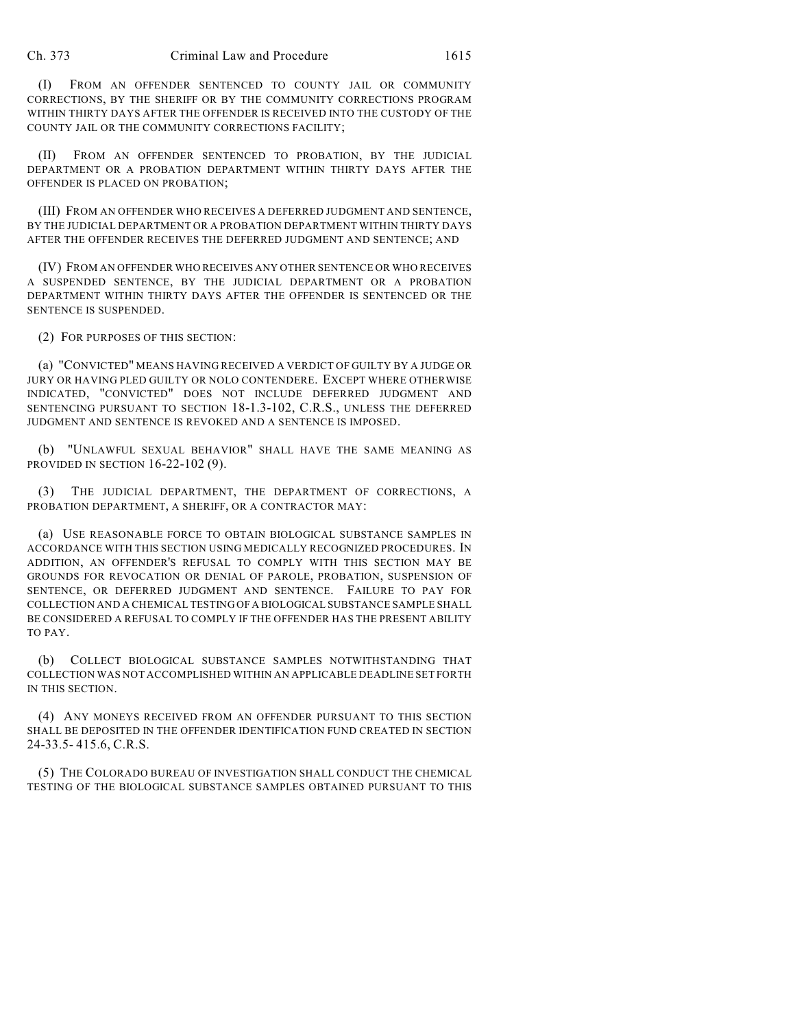(I) FROM AN OFFENDER SENTENCED TO COUNTY JAIL OR COMMUNITY CORRECTIONS, BY THE SHERIFF OR BY THE COMMUNITY CORRECTIONS PROGRAM WITHIN THIRTY DAYS AFTER THE OFFENDER IS RECEIVED INTO THE CUSTODY OF THE COUNTY JAIL OR THE COMMUNITY CORRECTIONS FACILITY;

(II) FROM AN OFFENDER SENTENCED TO PROBATION, BY THE JUDICIAL DEPARTMENT OR A PROBATION DEPARTMENT WITHIN THIRTY DAYS AFTER THE OFFENDER IS PLACED ON PROBATION;

(III) FROM AN OFFENDER WHO RECEIVES A DEFERRED JUDGMENT AND SENTENCE, BY THE JUDICIAL DEPARTMENT OR A PROBATION DEPARTMENT WITHIN THIRTY DAYS AFTER THE OFFENDER RECEIVES THE DEFERRED JUDGMENT AND SENTENCE; AND

(IV) FROM AN OFFENDER WHO RECEIVES ANY OTHER SENTENCE OR WHO RECEIVES A SUSPENDED SENTENCE, BY THE JUDICIAL DEPARTMENT OR A PROBATION DEPARTMENT WITHIN THIRTY DAYS AFTER THE OFFENDER IS SENTENCED OR THE SENTENCE IS SUSPENDED.

(2) FOR PURPOSES OF THIS SECTION:

(a) "CONVICTED" MEANS HAVING RECEIVED A VERDICT OF GUILTY BY A JUDGE OR JURY OR HAVING PLED GUILTY OR NOLO CONTENDERE. EXCEPT WHERE OTHERWISE INDICATED, "CONVICTED" DOES NOT INCLUDE DEFERRED JUDGMENT AND SENTENCING PURSUANT TO SECTION 18-1.3-102, C.R.S., UNLESS THE DEFERRED JUDGMENT AND SENTENCE IS REVOKED AND A SENTENCE IS IMPOSED.

(b) "UNLAWFUL SEXUAL BEHAVIOR" SHALL HAVE THE SAME MEANING AS PROVIDED IN SECTION 16-22-102 (9).

(3) THE JUDICIAL DEPARTMENT, THE DEPARTMENT OF CORRECTIONS, A PROBATION DEPARTMENT, A SHERIFF, OR A CONTRACTOR MAY:

(a) USE REASONABLE FORCE TO OBTAIN BIOLOGICAL SUBSTANCE SAMPLES IN ACCORDANCE WITH THIS SECTION USING MEDICALLY RECOGNIZED PROCEDURES. IN ADDITION, AN OFFENDER'S REFUSAL TO COMPLY WITH THIS SECTION MAY BE GROUNDS FOR REVOCATION OR DENIAL OF PAROLE, PROBATION, SUSPENSION OF SENTENCE, OR DEFERRED JUDGMENT AND SENTENCE. FAILURE TO PAY FOR COLLECTION AND A CHEMICAL TESTING OF A BIOLOGICAL SUBSTANCE SAMPLE SHALL BE CONSIDERED A REFUSAL TO COMPLY IF THE OFFENDER HAS THE PRESENT ABILITY TO PAY.

(b) COLLECT BIOLOGICAL SUBSTANCE SAMPLES NOTWITHSTANDING THAT COLLECTION WAS NOT ACCOMPLISHED WITHIN AN APPLICABLE DEADLINE SET FORTH IN THIS SECTION.

(4) ANY MONEYS RECEIVED FROM AN OFFENDER PURSUANT TO THIS SECTION SHALL BE DEPOSITED IN THE OFFENDER IDENTIFICATION FUND CREATED IN SECTION 24-33.5- 415.6, C.R.S.

(5) THE COLORADO BUREAU OF INVESTIGATION SHALL CONDUCT THE CHEMICAL TESTING OF THE BIOLOGICAL SUBSTANCE SAMPLES OBTAINED PURSUANT TO THIS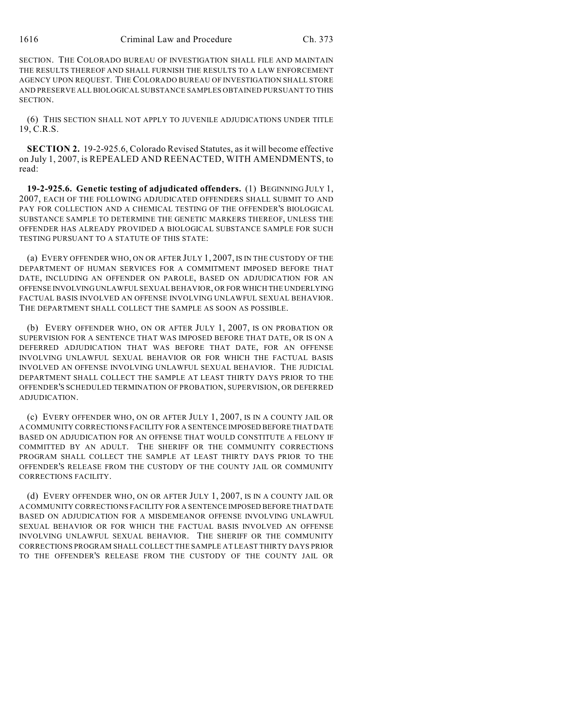SECTION. THE COLORADO BUREAU OF INVESTIGATION SHALL FILE AND MAINTAIN THE RESULTS THEREOF AND SHALL FURNISH THE RESULTS TO A LAW ENFORCEMENT AGENCY UPON REQUEST. THE COLORADO BUREAU OF INVESTIGATION SHALL STORE AND PRESERVE ALL BIOLOGICAL SUBSTANCE SAMPLES OBTAINED PURSUANT TO THIS SECTION.

(6) THIS SECTION SHALL NOT APPLY TO JUVENILE ADJUDICATIONS UNDER TITLE 19, C.R.S.

**SECTION 2.** 19-2-925.6, Colorado Revised Statutes, as it will become effective on July 1, 2007, is REPEALED AND REENACTED, WITH AMENDMENTS, to read:

**19-2-925.6. Genetic testing of adjudicated offenders.** (1) BEGINNING JULY 1, 2007, EACH OF THE FOLLOWING ADJUDICATED OFFENDERS SHALL SUBMIT TO AND PAY FOR COLLECTION AND A CHEMICAL TESTING OF THE OFFENDER'S BIOLOGICAL SUBSTANCE SAMPLE TO DETERMINE THE GENETIC MARKERS THEREOF, UNLESS THE OFFENDER HAS ALREADY PROVIDED A BIOLOGICAL SUBSTANCE SAMPLE FOR SUCH TESTING PURSUANT TO A STATUTE OF THIS STATE:

(a) EVERY OFFENDER WHO, ON OR AFTER JULY 1, 2007, IS IN THE CUSTODY OF THE DEPARTMENT OF HUMAN SERVICES FOR A COMMITMENT IMPOSED BEFORE THAT DATE, INCLUDING AN OFFENDER ON PAROLE, BASED ON ADJUDICATION FOR AN OFFENSE INVOLVING UNLAWFUL SEXUAL BEHAVIOR, OR FOR WHICH THE UNDERLYING FACTUAL BASIS INVOLVED AN OFFENSE INVOLVING UNLAWFUL SEXUAL BEHAVIOR. THE DEPARTMENT SHALL COLLECT THE SAMPLE AS SOON AS POSSIBLE.

(b) EVERY OFFENDER WHO, ON OR AFTER JULY 1, 2007, IS ON PROBATION OR SUPERVISION FOR A SENTENCE THAT WAS IMPOSED BEFORE THAT DATE, OR IS ON A DEFERRED ADJUDICATION THAT WAS BEFORE THAT DATE, FOR AN OFFENSE INVOLVING UNLAWFUL SEXUAL BEHAVIOR OR FOR WHICH THE FACTUAL BASIS INVOLVED AN OFFENSE INVOLVING UNLAWFUL SEXUAL BEHAVIOR. THE JUDICIAL DEPARTMENT SHALL COLLECT THE SAMPLE AT LEAST THIRTY DAYS PRIOR TO THE OFFENDER'S SCHEDULED TERMINATION OF PROBATION, SUPERVISION, OR DEFERRED ADJUDICATION.

(c) EVERY OFFENDER WHO, ON OR AFTER JULY 1, 2007, IS IN A COUNTY JAIL OR A COMMUNITY CORRECTIONS FACILITY FOR A SENTENCE IMPOSED BEFORE THAT DATE BASED ON ADJUDICATION FOR AN OFFENSE THAT WOULD CONSTITUTE A FELONY IF COMMITTED BY AN ADULT. THE SHERIFF OR THE COMMUNITY CORRECTIONS PROGRAM SHALL COLLECT THE SAMPLE AT LEAST THIRTY DAYS PRIOR TO THE OFFENDER'S RELEASE FROM THE CUSTODY OF THE COUNTY JAIL OR COMMUNITY CORRECTIONS FACILITY.

(d) EVERY OFFENDER WHO, ON OR AFTER JULY 1, 2007, IS IN A COUNTY JAIL OR A COMMUNITY CORRECTIONS FACILITY FOR A SENTENCE IMPOSED BEFORE THAT DATE BASED ON ADJUDICATION FOR A MISDEMEANOR OFFENSE INVOLVING UNLAWFUL SEXUAL BEHAVIOR OR FOR WHICH THE FACTUAL BASIS INVOLVED AN OFFENSE INVOLVING UNLAWFUL SEXUAL BEHAVIOR. THE SHERIFF OR THE COMMUNITY CORRECTIONS PROGRAM SHALL COLLECT THE SAMPLE AT LEAST THIRTY DAYS PRIOR TO THE OFFENDER'S RELEASE FROM THE CUSTODY OF THE COUNTY JAIL OR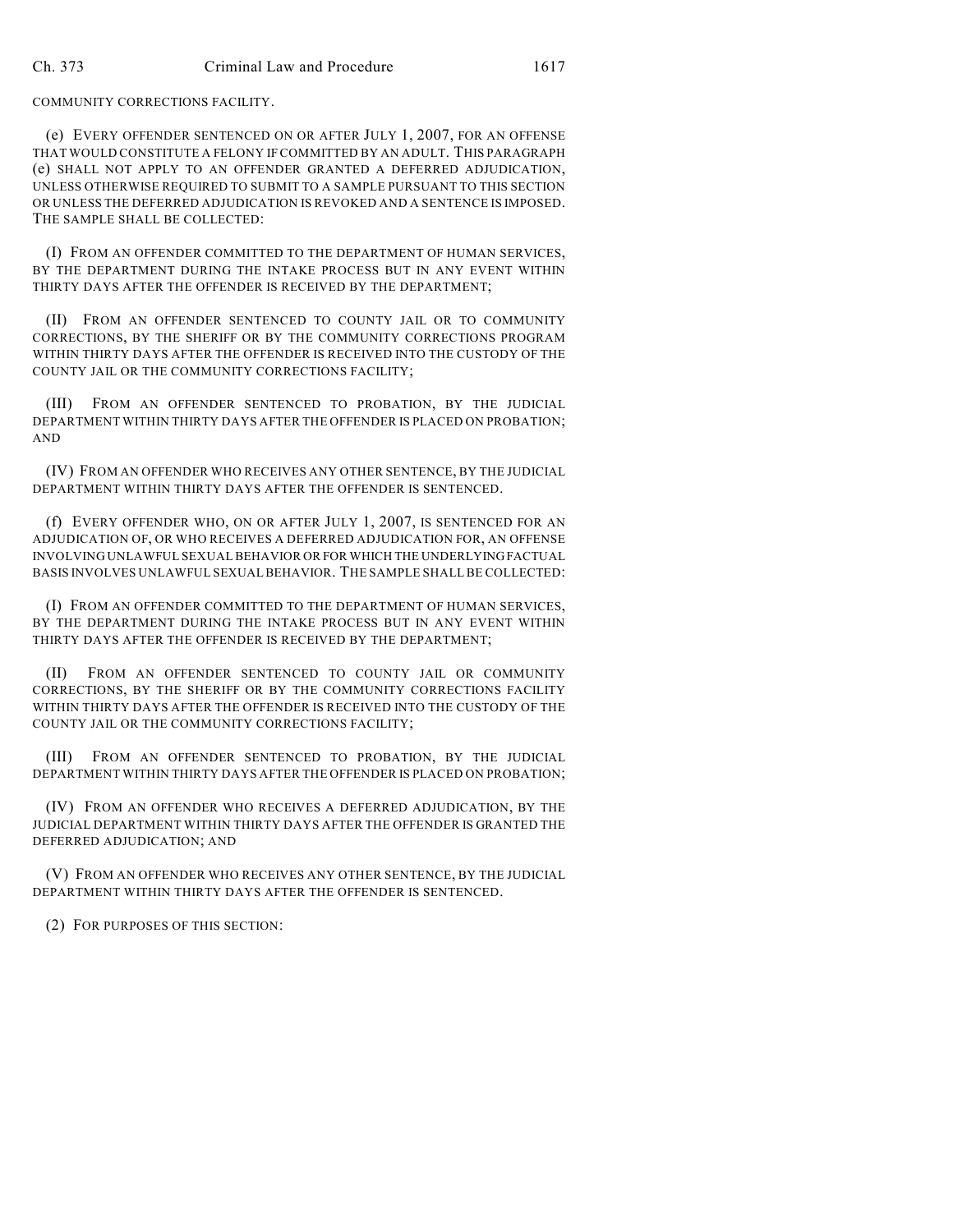COMMUNITY CORRECTIONS FACILITY.

(e) EVERY OFFENDER SENTENCED ON OR AFTER JULY 1, 2007, FOR AN OFFENSE THAT WOULD CONSTITUTE A FELONY IF COMMITTED BY AN ADULT. THIS PARAGRAPH (e) SHALL NOT APPLY TO AN OFFENDER GRANTED A DEFERRED ADJUDICATION, UNLESS OTHERWISE REQUIRED TO SUBMIT TO A SAMPLE PURSUANT TO THIS SECTION OR UNLESS THE DEFERRED ADJUDICATION IS REVOKED AND A SENTENCE IS IMPOSED. THE SAMPLE SHALL BE COLLECTED:

(I) FROM AN OFFENDER COMMITTED TO THE DEPARTMENT OF HUMAN SERVICES, BY THE DEPARTMENT DURING THE INTAKE PROCESS BUT IN ANY EVENT WITHIN THIRTY DAYS AFTER THE OFFENDER IS RECEIVED BY THE DEPARTMENT;

(II) FROM AN OFFENDER SENTENCED TO COUNTY JAIL OR TO COMMUNITY CORRECTIONS, BY THE SHERIFF OR BY THE COMMUNITY CORRECTIONS PROGRAM WITHIN THIRTY DAYS AFTER THE OFFENDER IS RECEIVED INTO THE CUSTODY OF THE COUNTY JAIL OR THE COMMUNITY CORRECTIONS FACILITY;

(III) FROM AN OFFENDER SENTENCED TO PROBATION, BY THE JUDICIAL DEPARTMENT WITHIN THIRTY DAYS AFTER THE OFFENDER IS PLACED ON PROBATION; AND

(IV) FROM AN OFFENDER WHO RECEIVES ANY OTHER SENTENCE, BY THE JUDICIAL DEPARTMENT WITHIN THIRTY DAYS AFTER THE OFFENDER IS SENTENCED.

(f) EVERY OFFENDER WHO, ON OR AFTER JULY 1, 2007, IS SENTENCED FOR AN ADJUDICATION OF, OR WHO RECEIVES A DEFERRED ADJUDICATION FOR, AN OFFENSE INVOLVING UNLAWFUL SEXUAL BEHAVIOR OR FOR WHICH THE UNDERLYING FACTUAL BASIS INVOLVES UNLAWFUL SEXUAL BEHAVIOR. THE SAMPLE SHALL BE COLLECTED:

(I) FROM AN OFFENDER COMMITTED TO THE DEPARTMENT OF HUMAN SERVICES, BY THE DEPARTMENT DURING THE INTAKE PROCESS BUT IN ANY EVENT WITHIN THIRTY DAYS AFTER THE OFFENDER IS RECEIVED BY THE DEPARTMENT;

(II) FROM AN OFFENDER SENTENCED TO COUNTY JAIL OR COMMUNITY CORRECTIONS, BY THE SHERIFF OR BY THE COMMUNITY CORRECTIONS FACILITY WITHIN THIRTY DAYS AFTER THE OFFENDER IS RECEIVED INTO THE CUSTODY OF THE COUNTY JAIL OR THE COMMUNITY CORRECTIONS FACILITY;

(III) FROM AN OFFENDER SENTENCED TO PROBATION, BY THE JUDICIAL DEPARTMENT WITHIN THIRTY DAYS AFTER THE OFFENDER IS PLACED ON PROBATION;

(IV) FROM AN OFFENDER WHO RECEIVES A DEFERRED ADJUDICATION, BY THE JUDICIAL DEPARTMENT WITHIN THIRTY DAYS AFTER THE OFFENDER IS GRANTED THE DEFERRED ADJUDICATION; AND

(V) FROM AN OFFENDER WHO RECEIVES ANY OTHER SENTENCE, BY THE JUDICIAL DEPARTMENT WITHIN THIRTY DAYS AFTER THE OFFENDER IS SENTENCED.

(2) FOR PURPOSES OF THIS SECTION: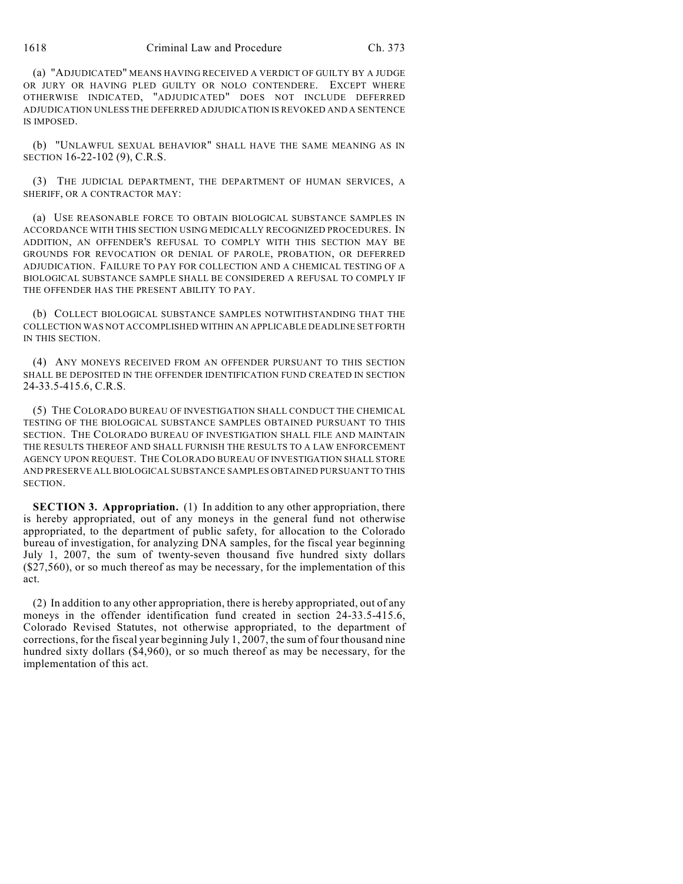(a) "ADJUDICATED" MEANS HAVING RECEIVED A VERDICT OF GUILTY BY A JUDGE OR JURY OR HAVING PLED GUILTY OR NOLO CONTENDERE. EXCEPT WHERE OTHERWISE INDICATED, "ADJUDICATED" DOES NOT INCLUDE DEFERRED ADJUDICATION UNLESS THE DEFERRED ADJUDICATION IS REVOKED AND A SENTENCE IS IMPOSED.

(b) "UNLAWFUL SEXUAL BEHAVIOR" SHALL HAVE THE SAME MEANING AS IN SECTION 16-22-102 (9), C.R.S.

(3) THE JUDICIAL DEPARTMENT, THE DEPARTMENT OF HUMAN SERVICES, A SHERIFF, OR A CONTRACTOR MAY:

(a) USE REASONABLE FORCE TO OBTAIN BIOLOGICAL SUBSTANCE SAMPLES IN ACCORDANCE WITH THIS SECTION USING MEDICALLY RECOGNIZED PROCEDURES. IN ADDITION, AN OFFENDER'S REFUSAL TO COMPLY WITH THIS SECTION MAY BE GROUNDS FOR REVOCATION OR DENIAL OF PAROLE, PROBATION, OR DEFERRED ADJUDICATION. FAILURE TO PAY FOR COLLECTION AND A CHEMICAL TESTING OF A BIOLOGICAL SUBSTANCE SAMPLE SHALL BE CONSIDERED A REFUSAL TO COMPLY IF THE OFFENDER HAS THE PRESENT ABILITY TO PAY.

(b) COLLECT BIOLOGICAL SUBSTANCE SAMPLES NOTWITHSTANDING THAT THE COLLECTION WAS NOT ACCOMPLISHED WITHIN AN APPLICABLE DEADLINE SET FORTH IN THIS SECTION.

(4) ANY MONEYS RECEIVED FROM AN OFFENDER PURSUANT TO THIS SECTION SHALL BE DEPOSITED IN THE OFFENDER IDENTIFICATION FUND CREATED IN SECTION 24-33.5-415.6, C.R.S.

(5) THE COLORADO BUREAU OF INVESTIGATION SHALL CONDUCT THE CHEMICAL TESTING OF THE BIOLOGICAL SUBSTANCE SAMPLES OBTAINED PURSUANT TO THIS SECTION. THE COLORADO BUREAU OF INVESTIGATION SHALL FILE AND MAINTAIN THE RESULTS THEREOF AND SHALL FURNISH THE RESULTS TO A LAW ENFORCEMENT AGENCY UPON REQUEST. THE COLORADO BUREAU OF INVESTIGATION SHALL STORE AND PRESERVE ALL BIOLOGICAL SUBSTANCE SAMPLES OBTAINED PURSUANT TO THIS SECTION.

**SECTION 3. Appropriation.** (1) In addition to any other appropriation, there is hereby appropriated, out of any moneys in the general fund not otherwise appropriated, to the department of public safety, for allocation to the Colorado bureau of investigation, for analyzing DNA samples, for the fiscal year beginning July 1, 2007, the sum of twenty-seven thousand five hundred sixty dollars ($27,560), or so much thereof as may be necessary, for the implementation of this act.

(2) In addition to any other appropriation, there is hereby appropriated, out of any moneys in the offender identification fund created in section 24-33.5-415.6, Colorado Revised Statutes, not otherwise appropriated, to the department of corrections, for the fiscal year beginning July 1, 2007, the sum of four thousand nine hundred sixty dollars ($4,960), or so much thereof as may be necessary, for the implementation of this act.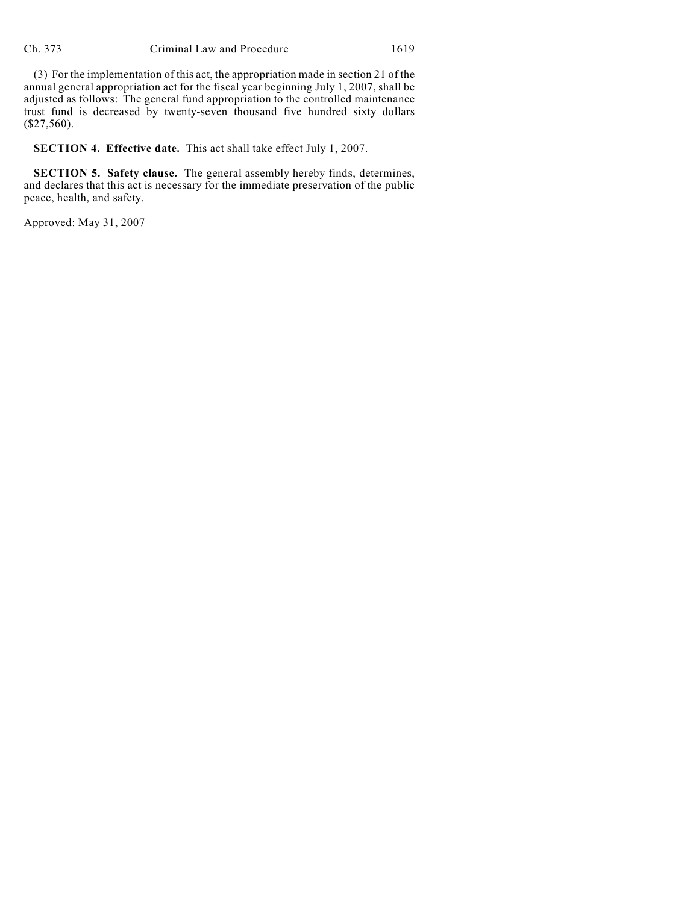(3) For the implementation of this act, the appropriation made in section 21 of the annual general appropriation act for the fiscal year beginning July 1, 2007, shall be adjusted as follows: The general fund appropriation to the controlled maintenance trust fund is decreased by twenty-seven thousand five hundred sixty dollars ($27,560).

**SECTION 4. Effective date.** This act shall take effect July 1, 2007.

**SECTION 5. Safety clause.** The general assembly hereby finds, determines, and declares that this act is necessary for the immediate preservation of the public peace, health, and safety.

Approved: May 31, 2007